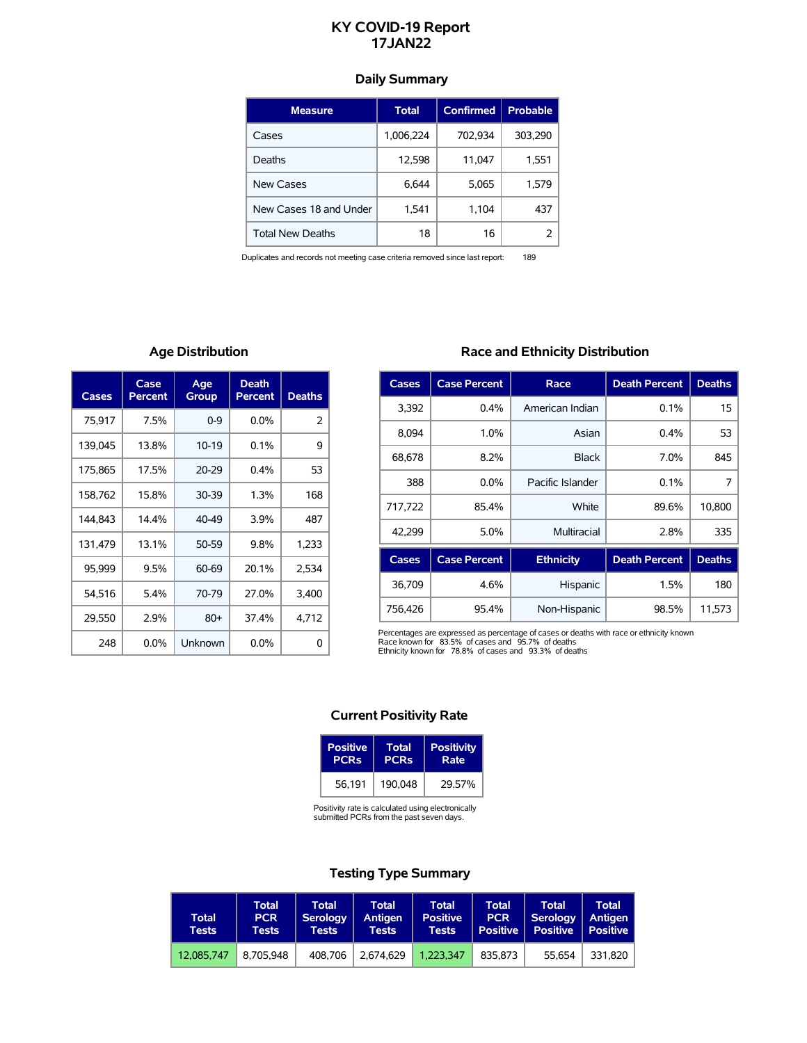# KY COVID-19 Report
# 17JAN22

## Daily Summary

| Measure | Total | Confirmed | Probable |
|---|---|---|---|
| Cases | 1,006,224 | 702,934 | 303,290 |
| Deaths | 12,598 | 11,047 | 1,551 |
| New Cases | 6,644 | 5,065 | 1,579 |
| New Cases 18 and Under | 1,541 | 1,104 | 437 |
| Total New Deaths | 18 | 16 | 2 |

Duplicates and records not meeting case criteria removed since last report: 189

## Age Distribution

| Cases | Case Percent | Age Group | Death Percent | Deaths |
|---|---|---|---|---|
| 75,917 | 7.5% | 0-9 | 0.0% | 2 |
| 139,045 | 13.8% | 10-19 | 0.1% | 9 |
| 175,865 | 17.5% | 20-29 | 0.4% | 53 |
| 158,762 | 15.8% | 30-39 | 1.3% | 168 |
| 144,843 | 14.4% | 40-49 | 3.9% | 487 |
| 131,479 | 13.1% | 50-59 | 9.8% | 1,233 |
| 95,999 | 9.5% | 60-69 | 20.1% | 2,534 |
| 54,516 | 5.4% | 70-79 | 27.0% | 3,400 |
| 29,550 | 2.9% | 80+ | 37.4% | 4,712 |
| 248 | 0.0% | Unknown | 0.0% | 0 |

## Race and Ethnicity Distribution

| Cases | Case Percent | Race | Death Percent | Deaths |
|---|---|---|---|---|
| 3,392 | 0.4% | American Indian | 0.1% | 15 |
| 8,094 | 1.0% | Asian | 0.4% | 53 |
| 68,678 | 8.2% | Black | 7.0% | 845 |
| 388 | 0.0% | Pacific Islander | 0.1% | 7 |
| 717,722 | 85.4% | White | 89.6% | 10,800 |
| 42,299 | 5.0% | Multiracial | 2.8% | 335 |

| Cases | Case Percent | Ethnicity | Death Percent | Deaths |
|---|---|---|---|---|
| 36,709 | 4.6% | Hispanic | 1.5% | 180 |
| 756,426 | 95.4% | Non-Hispanic | 98.5% | 11,573 |

Percentages are expressed as percentage of cases or deaths with race or ethnicity known
Race known for 83.5% of cases and 95.7% of deaths
Ethnicity known for 78.8% of cases and 93.3% of deaths

## Current Positivity Rate

| Positive PCRs | Total PCRs | Positivity Rate |
|---|---|---|
| 56,191 | 190,048 | 29.57% |

Positivity rate is calculated using electronically submitted PCRs from the past seven days.

## Testing Type Summary

| Total Tests | Total PCR Tests | Total Serology Tests | Total Antigen Tests | Total Positive Tests | Total PCR Positive | Total Serology Positive | Total Antigen Positive |
|---|---|---|---|---|---|---|---|
| 12,085,747 | 8,705,948 | 408,706 | 2,674,629 | 1,223,347 | 835,873 | 55,654 | 331,820 |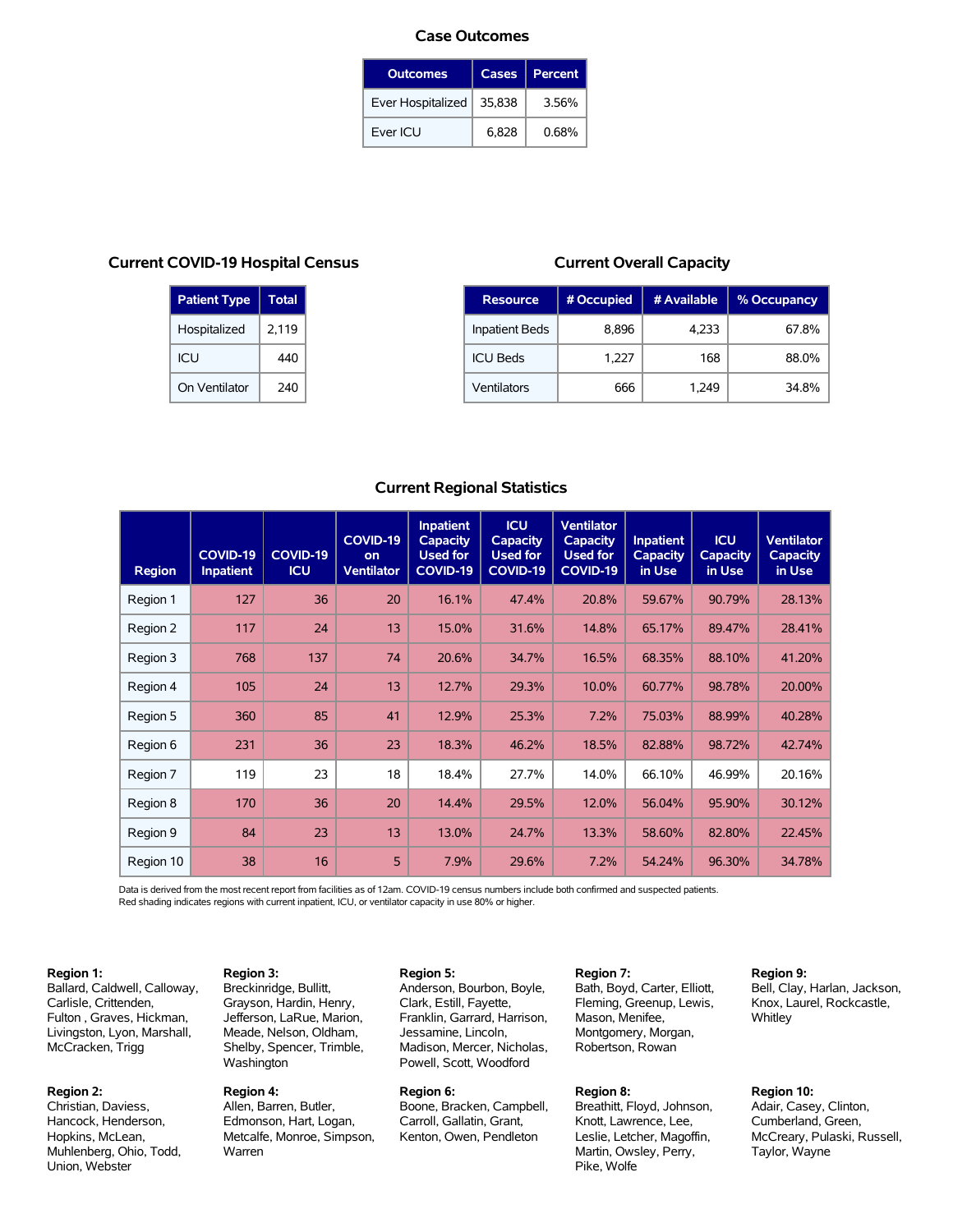## Case Outcomes

| Outcomes | Cases | Percent |
|---|---|---|
| Ever Hospitalized | 35,838 | 3.56% |
| Ever ICU | 6,828 | 0.68% |

## Current COVID-19 Hospital Census

| Patient Type | Total |
|---|---|
| Hospitalized | 2,119 |
| ICU | 440 |
| On Ventilator | 240 |

## Current Overall Capacity

| Resource | # Occupied | # Available | % Occupancy |
|---|---|---|---|
| Inpatient Beds | 8,896 | 4,233 | 67.8% |
| ICU Beds | 1,227 | 168 | 88.0% |
| Ventilators | 666 | 1,249 | 34.8% |

## Current Regional Statistics

| Region | COVID-19 Inpatient | COVID-19 ICU | COVID-19 on Ventilator | Inpatient Capacity Used for COVID-19 | ICU Capacity Used for COVID-19 | Ventilator Capacity Used for COVID-19 | Inpatient Capacity in Use | ICU Capacity in Use | Ventilator Capacity in Use |
|---|---|---|---|---|---|---|---|---|---|
| Region 1 | 127 | 36 | 20 | 16.1% | 47.4% | 20.8% | 59.67% | 90.79% | 28.13% |
| Region 2 | 117 | 24 | 13 | 15.0% | 31.6% | 14.8% | 65.17% | 89.47% | 28.41% |
| Region 3 | 768 | 137 | 74 | 20.6% | 34.7% | 16.5% | 68.35% | 88.10% | 41.20% |
| Region 4 | 105 | 24 | 13 | 12.7% | 29.3% | 10.0% | 60.77% | 98.78% | 20.00% |
| Region 5 | 360 | 85 | 41 | 12.9% | 25.3% | 7.2% | 75.03% | 88.99% | 40.28% |
| Region 6 | 231 | 36 | 23 | 18.3% | 46.2% | 18.5% | 82.88% | 98.72% | 42.74% |
| Region 7 | 119 | 23 | 18 | 18.4% | 27.7% | 14.0% | 66.10% | 46.99% | 20.16% |
| Region 8 | 170 | 36 | 20 | 14.4% | 29.5% | 12.0% | 56.04% | 95.90% | 30.12% |
| Region 9 | 84 | 23 | 13 | 13.0% | 24.7% | 13.3% | 58.60% | 82.80% | 22.45% |
| Region 10 | 38 | 16 | 5 | 7.9% | 29.6% | 7.2% | 54.24% | 96.30% | 34.78% |

Data is derived from the most recent report from facilities as of 12am. COVID-19 census numbers include both confirmed and suspected patients.
Red shading indicates regions with current inpatient, ICU, or ventilator capacity in use 80% or higher.

**Region 1:**
Ballard, Caldwell, Calloway, Carlisle, Crittenden, Fulton , Graves, Hickman, Livingston, Lyon, Marshall, McCracken, Trigg

**Region 2:**
Christian, Daviess, Hancock, Henderson, Hopkins, McLean, Muhlenberg, Ohio, Todd, Union, Webster

**Region 3:**
Breckinridge, Bullitt, Grayson, Hardin, Henry, Jefferson, LaRue, Marion, Meade, Nelson, Oldham, Shelby, Spencer, Trimble, Washington

**Region 4:**
Allen, Barren, Butler, Edmonson, Hart, Logan, Metcalfe, Monroe, Simpson, Warren

**Region 5:**
Anderson, Bourbon, Boyle, Clark, Estill, Fayette, Franklin, Garrard, Harrison, Jessamine, Lincoln, Madison, Mercer, Nicholas, Powell, Scott, Woodford

**Region 6:**
Boone, Bracken, Campbell, Carroll, Gallatin, Grant, Kenton, Owen, Pendleton

**Region 7:**
Bath, Boyd, Carter, Elliott, Fleming, Greenup, Lewis, Mason, Menifee, Montgomery, Morgan, Robertson, Rowan

**Region 8:**
Breathitt, Floyd, Johnson, Knott, Lawrence, Lee, Leslie, Letcher, Magoffin, Martin, Owsley, Perry, Pike, Wolfe

**Region 9:**
Bell, Clay, Harlan, Jackson, Knox, Laurel, Rockcastle, Whitley

**Region 10:**
Adair, Casey, Clinton, Cumberland, Green, McCreary, Pulaski, Russell, Taylor, Wayne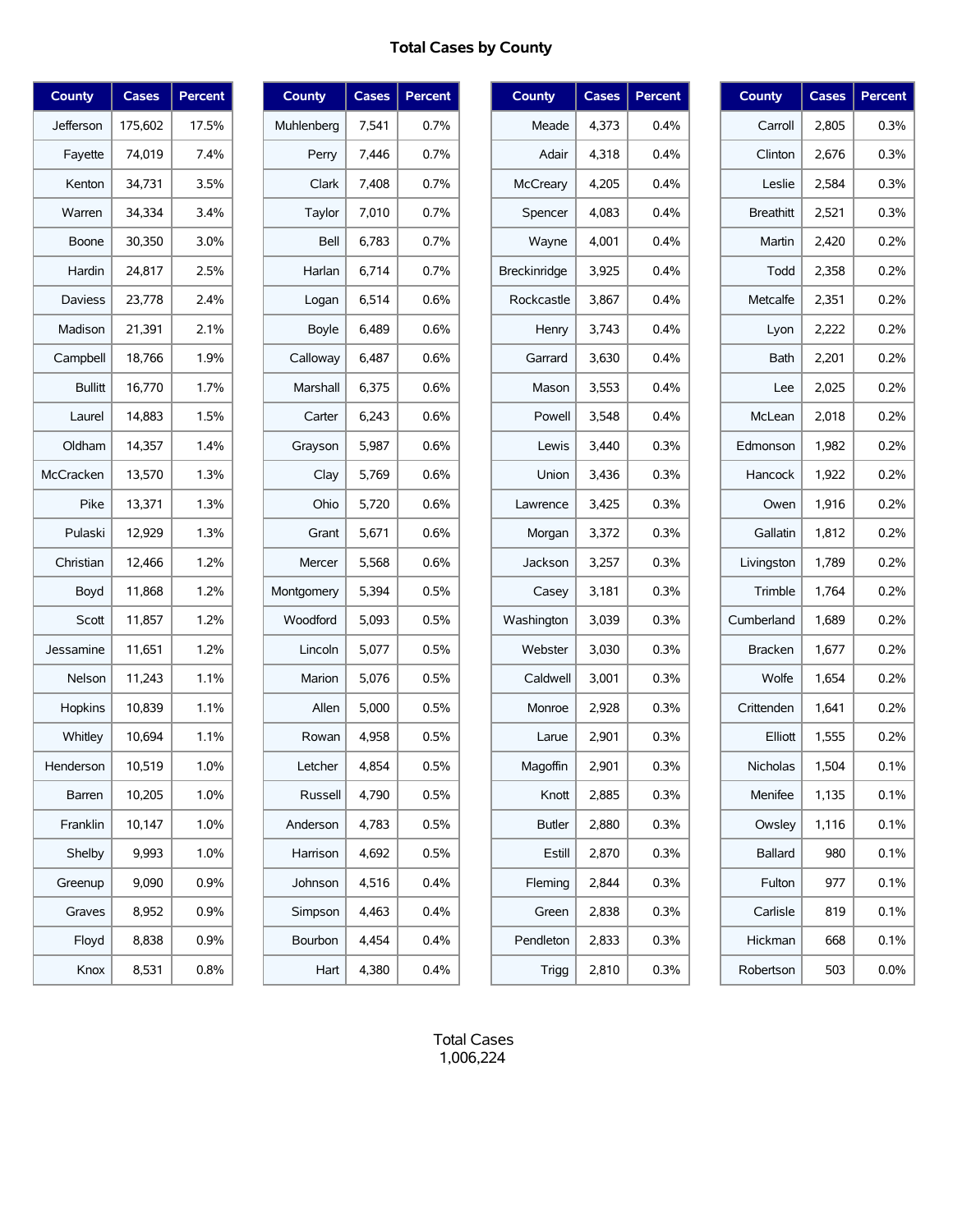# Total Cases by County

| County | Cases | Percent |
|---|---|---|
| Jefferson | 175,602 | 17.5% |
| Fayette | 74,019 | 7.4% |
| Kenton | 34,731 | 3.5% |
| Warren | 34,334 | 3.4% |
| Boone | 30,350 | 3.0% |
| Hardin | 24,817 | 2.5% |
| Daviess | 23,778 | 2.4% |
| Madison | 21,391 | 2.1% |
| Campbell | 18,766 | 1.9% |
| Bullitt | 16,770 | 1.7% |
| Laurel | 14,883 | 1.5% |
| Oldham | 14,357 | 1.4% |
| McCracken | 13,570 | 1.3% |
| Pike | 13,371 | 1.3% |
| Pulaski | 12,929 | 1.3% |
| Christian | 12,466 | 1.2% |
| Boyd | 11,868 | 1.2% |
| Scott | 11,857 | 1.2% |
| Jessamine | 11,651 | 1.2% |
| Nelson | 11,243 | 1.1% |
| Hopkins | 10,839 | 1.1% |
| Whitley | 10,694 | 1.1% |
| Henderson | 10,519 | 1.0% |
| Barren | 10,205 | 1.0% |
| Franklin | 10,147 | 1.0% |
| Shelby | 9,993 | 1.0% |
| Greenup | 9,090 | 0.9% |
| Graves | 8,952 | 0.9% |
| Floyd | 8,838 | 0.9% |
| Knox | 8,531 | 0.8% |
| Muhlenberg | 7,541 | 0.7% |
| Perry | 7,446 | 0.7% |
| Clark | 7,408 | 0.7% |
| Taylor | 7,010 | 0.7% |
| Bell | 6,783 | 0.7% |
| Harlan | 6,714 | 0.7% |
| Logan | 6,514 | 0.6% |
| Boyle | 6,489 | 0.6% |
| Calloway | 6,487 | 0.6% |
| Marshall | 6,375 | 0.6% |
| Carter | 6,243 | 0.6% |
| Grayson | 5,987 | 0.6% |
| Clay | 5,769 | 0.6% |
| Ohio | 5,720 | 0.6% |
| Grant | 5,671 | 0.6% |
| Mercer | 5,568 | 0.6% |
| Montgomery | 5,394 | 0.5% |
| Woodford | 5,093 | 0.5% |
| Lincoln | 5,077 | 0.5% |
| Marion | 5,076 | 0.5% |
| Allen | 5,000 | 0.5% |
| Rowan | 4,958 | 0.5% |
| Letcher | 4,854 | 0.5% |
| Russell | 4,790 | 0.5% |
| Anderson | 4,783 | 0.5% |
| Harrison | 4,692 | 0.5% |
| Johnson | 4,516 | 0.4% |
| Simpson | 4,463 | 0.4% |
| Bourbon | 4,454 | 0.4% |
| Hart | 4,380 | 0.4% |
| Meade | 4,373 | 0.4% |
| Adair | 4,318 | 0.4% |
| McCreary | 4,205 | 0.4% |
| Spencer | 4,083 | 0.4% |
| Wayne | 4,001 | 0.4% |
| Breckinridge | 3,925 | 0.4% |
| Rockcastle | 3,867 | 0.4% |
| Henry | 3,743 | 0.4% |
| Garrard | 3,630 | 0.4% |
| Mason | 3,553 | 0.4% |
| Powell | 3,548 | 0.4% |
| Lewis | 3,440 | 0.3% |
| Union | 3,436 | 0.3% |
| Lawrence | 3,425 | 0.3% |
| Morgan | 3,372 | 0.3% |
| Jackson | 3,257 | 0.3% |
| Casey | 3,181 | 0.3% |
| Washington | 3,039 | 0.3% |
| Webster | 3,030 | 0.3% |
| Caldwell | 3,001 | 0.3% |
| Monroe | 2,928 | 0.3% |
| Larue | 2,901 | 0.3% |
| Magoffin | 2,901 | 0.3% |
| Knott | 2,885 | 0.3% |
| Butler | 2,880 | 0.3% |
| Estill | 2,870 | 0.3% |
| Fleming | 2,844 | 0.3% |
| Green | 2,838 | 0.3% |
| Pendleton | 2,833 | 0.3% |
| Trigg | 2,810 | 0.3% |
| Carroll | 2,805 | 0.3% |
| Clinton | 2,676 | 0.3% |
| Leslie | 2,584 | 0.3% |
| Breathitt | 2,521 | 0.3% |
| Martin | 2,420 | 0.2% |
| Todd | 2,358 | 0.2% |
| Metcalfe | 2,351 | 0.2% |
| Lyon | 2,222 | 0.2% |
| Bath | 2,201 | 0.2% |
| Lee | 2,025 | 0.2% |
| McLean | 2,018 | 0.2% |
| Edmonson | 1,982 | 0.2% |
| Hancock | 1,922 | 0.2% |
| Owen | 1,916 | 0.2% |
| Gallatin | 1,812 | 0.2% |
| Livingston | 1,789 | 0.2% |
| Trimble | 1,764 | 0.2% |
| Cumberland | 1,689 | 0.2% |
| Bracken | 1,677 | 0.2% |
| Wolfe | 1,654 | 0.2% |
| Crittenden | 1,641 | 0.2% |
| Elliott | 1,555 | 0.2% |
| Nicholas | 1,504 | 0.1% |
| Menifee | 1,135 | 0.1% |
| Owsley | 1,116 | 0.1% |
| Ballard | 980 | 0.1% |
| Fulton | 977 | 0.1% |
| Carlisle | 819 | 0.1% |
| Hickman | 668 | 0.1% |
| Robertson | 503 | 0.0% |

Total Cases
1,006,224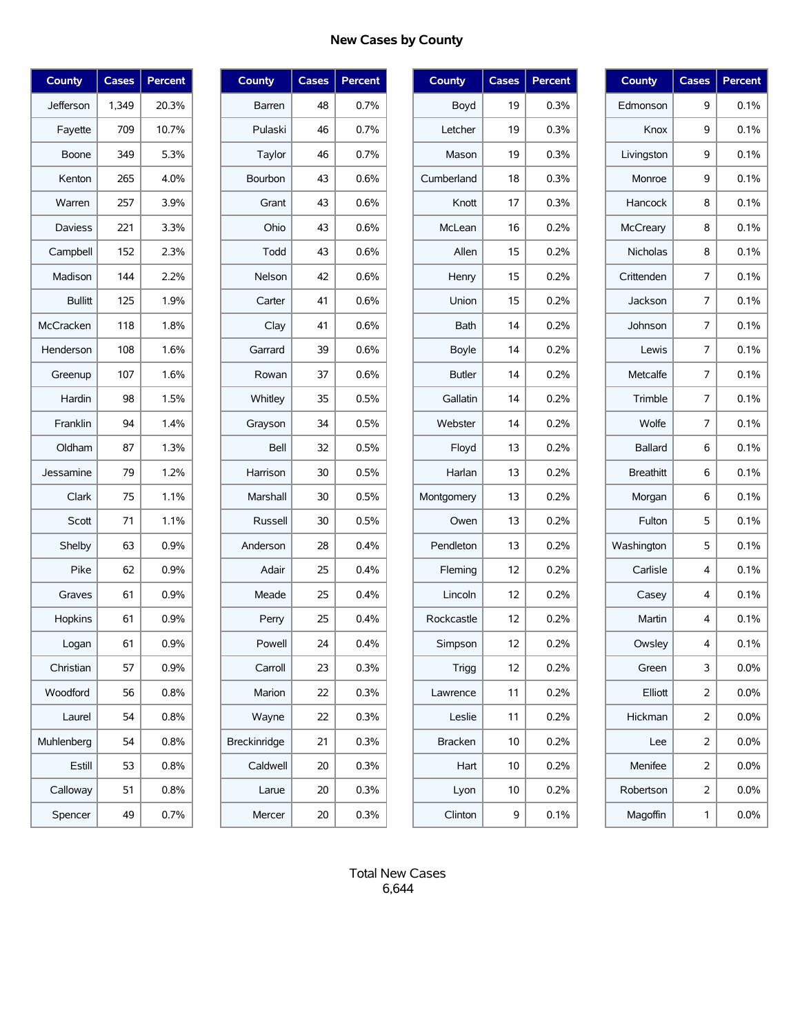# New Cases by County

| County | Cases | Percent |
|---|---|---|
| Jefferson | 1,349 | 20.3% |
| Fayette | 709 | 10.7% |
| Boone | 349 | 5.3% |
| Kenton | 265 | 4.0% |
| Warren | 257 | 3.9% |
| Daviess | 221 | 3.3% |
| Campbell | 152 | 2.3% |
| Madison | 144 | 2.2% |
| Bullitt | 125 | 1.9% |
| McCracken | 118 | 1.8% |
| Henderson | 108 | 1.6% |
| Greenup | 107 | 1.6% |
| Hardin | 98 | 1.5% |
| Franklin | 94 | 1.4% |
| Oldham | 87 | 1.3% |
| Jessamine | 79 | 1.2% |
| Clark | 75 | 1.1% |
| Scott | 71 | 1.1% |
| Shelby | 63 | 0.9% |
| Pike | 62 | 0.9% |
| Graves | 61 | 0.9% |
| Hopkins | 61 | 0.9% |
| Logan | 61 | 0.9% |
| Christian | 57 | 0.9% |
| Woodford | 56 | 0.8% |
| Laurel | 54 | 0.8% |
| Muhlenberg | 54 | 0.8% |
| Estill | 53 | 0.8% |
| Calloway | 51 | 0.8% |
| Spencer | 49 | 0.7% |

| County | Cases | Percent |
|---|---|---|
| Barren | 48 | 0.7% |
| Pulaski | 46 | 0.7% |
| Taylor | 46 | 0.7% |
| Bourbon | 43 | 0.6% |
| Grant | 43 | 0.6% |
| Ohio | 43 | 0.6% |
| Todd | 43 | 0.6% |
| Nelson | 42 | 0.6% |
| Carter | 41 | 0.6% |
| Clay | 41 | 0.6% |
| Garrard | 39 | 0.6% |
| Rowan | 37 | 0.6% |
| Whitley | 35 | 0.5% |
| Grayson | 34 | 0.5% |
| Bell | 32 | 0.5% |
| Harrison | 30 | 0.5% |
| Marshall | 30 | 0.5% |
| Russell | 30 | 0.5% |
| Anderson | 28 | 0.4% |
| Adair | 25 | 0.4% |
| Meade | 25 | 0.4% |
| Perry | 25 | 0.4% |
| Powell | 24 | 0.4% |
| Carroll | 23 | 0.3% |
| Marion | 22 | 0.3% |
| Wayne | 22 | 0.3% |
| Breckinridge | 21 | 0.3% |
| Caldwell | 20 | 0.3% |
| Larue | 20 | 0.3% |
| Mercer | 20 | 0.3% |

| County | Cases | Percent |
|---|---|---|
| Boyd | 19 | 0.3% |
| Letcher | 19 | 0.3% |
| Mason | 19 | 0.3% |
| Cumberland | 18 | 0.3% |
| Knott | 17 | 0.3% |
| McLean | 16 | 0.2% |
| Allen | 15 | 0.2% |
| Henry | 15 | 0.2% |
| Union | 15 | 0.2% |
| Bath | 14 | 0.2% |
| Boyle | 14 | 0.2% |
| Butler | 14 | 0.2% |
| Gallatin | 14 | 0.2% |
| Webster | 14 | 0.2% |
| Floyd | 13 | 0.2% |
| Harlan | 13 | 0.2% |
| Montgomery | 13 | 0.2% |
| Owen | 13 | 0.2% |
| Pendleton | 13 | 0.2% |
| Fleming | 12 | 0.2% |
| Lincoln | 12 | 0.2% |
| Rockcastle | 12 | 0.2% |
| Simpson | 12 | 0.2% |
| Trigg | 12 | 0.2% |
| Lawrence | 11 | 0.2% |
| Leslie | 11 | 0.2% |
| Bracken | 10 | 0.2% |
| Hart | 10 | 0.2% |
| Lyon | 10 | 0.2% |
| Clinton | 9 | 0.1% |

| County | Cases | Percent |
|---|---|---|
| Edmonson | 9 | 0.1% |
| Knox | 9 | 0.1% |
| Livingston | 9 | 0.1% |
| Monroe | 9 | 0.1% |
| Hancock | 8 | 0.1% |
| McCreary | 8 | 0.1% |
| Nicholas | 8 | 0.1% |
| Crittenden | 7 | 0.1% |
| Jackson | 7 | 0.1% |
| Johnson | 7 | 0.1% |
| Lewis | 7 | 0.1% |
| Metcalfe | 7 | 0.1% |
| Trimble | 7 | 0.1% |
| Wolfe | 7 | 0.1% |
| Ballard | 6 | 0.1% |
| Breathitt | 6 | 0.1% |
| Morgan | 6 | 0.1% |
| Fulton | 5 | 0.1% |
| Washington | 5 | 0.1% |
| Carlisle | 4 | 0.1% |
| Casey | 4 | 0.1% |
| Martin | 4 | 0.1% |
| Owsley | 4 | 0.1% |
| Green | 3 | 0.0% |
| Elliott | 2 | 0.0% |
| Hickman | 2 | 0.0% |
| Lee | 2 | 0.0% |
| Menifee | 2 | 0.0% |
| Robertson | 2 | 0.0% |
| Magoffin | 1 | 0.0% |

Total New Cases
6,644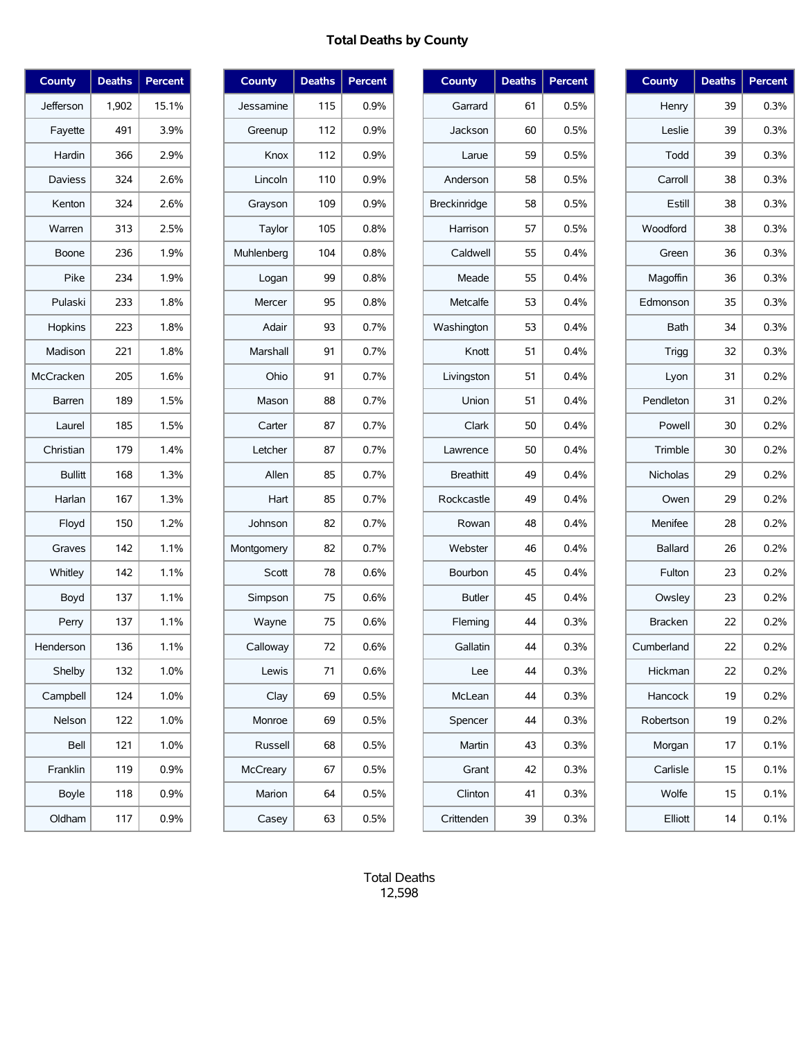# Total Deaths by County

| County | Deaths | Percent |
|---|---|---|
| Jefferson | 1,902 | 15.1% |
| Fayette | 491 | 3.9% |
| Hardin | 366 | 2.9% |
| Daviess | 324 | 2.6% |
| Kenton | 324 | 2.6% |
| Warren | 313 | 2.5% |
| Boone | 236 | 1.9% |
| Pike | 234 | 1.9% |
| Pulaski | 233 | 1.8% |
| Hopkins | 223 | 1.8% |
| Madison | 221 | 1.8% |
| McCracken | 205 | 1.6% |
| Barren | 189 | 1.5% |
| Laurel | 185 | 1.5% |
| Christian | 179 | 1.4% |
| Bullitt | 168 | 1.3% |
| Harlan | 167 | 1.3% |
| Floyd | 150 | 1.2% |
| Graves | 142 | 1.1% |
| Whitley | 142 | 1.1% |
| Boyd | 137 | 1.1% |
| Perry | 137 | 1.1% |
| Henderson | 136 | 1.1% |
| Shelby | 132 | 1.0% |
| Campbell | 124 | 1.0% |
| Nelson | 122 | 1.0% |
| Bell | 121 | 1.0% |
| Franklin | 119 | 0.9% |
| Boyle | 118 | 0.9% |
| Oldham | 117 | 0.9% |

| County | Deaths | Percent |
|---|---|---|
| Jessamine | 115 | 0.9% |
| Greenup | 112 | 0.9% |
| Knox | 112 | 0.9% |
| Lincoln | 110 | 0.9% |
| Grayson | 109 | 0.9% |
| Taylor | 105 | 0.8% |
| Muhlenberg | 104 | 0.8% |
| Logan | 99 | 0.8% |
| Mercer | 95 | 0.8% |
| Adair | 93 | 0.7% |
| Marshall | 91 | 0.7% |
| Ohio | 91 | 0.7% |
| Mason | 88 | 0.7% |
| Carter | 87 | 0.7% |
| Letcher | 87 | 0.7% |
| Allen | 85 | 0.7% |
| Hart | 85 | 0.7% |
| Johnson | 82 | 0.7% |
| Montgomery | 82 | 0.7% |
| Scott | 78 | 0.6% |
| Simpson | 75 | 0.6% |
| Wayne | 75 | 0.6% |
| Calloway | 72 | 0.6% |
| Lewis | 71 | 0.6% |
| Clay | 69 | 0.5% |
| Monroe | 69 | 0.5% |
| Russell | 68 | 0.5% |
| McCreary | 67 | 0.5% |
| Marion | 64 | 0.5% |
| Casey | 63 | 0.5% |

| County | Deaths | Percent |
|---|---|---|
| Garrard | 61 | 0.5% |
| Jackson | 60 | 0.5% |
| Larue | 59 | 0.5% |
| Anderson | 58 | 0.5% |
| Breckinridge | 58 | 0.5% |
| Harrison | 57 | 0.5% |
| Caldwell | 55 | 0.4% |
| Meade | 55 | 0.4% |
| Metcalfe | 53 | 0.4% |
| Washington | 53 | 0.4% |
| Knott | 51 | 0.4% |
| Livingston | 51 | 0.4% |
| Union | 51 | 0.4% |
| Clark | 50 | 0.4% |
| Lawrence | 50 | 0.4% |
| Breathitt | 49 | 0.4% |
| Rockcastle | 49 | 0.4% |
| Rowan | 48 | 0.4% |
| Webster | 46 | 0.4% |
| Bourbon | 45 | 0.4% |
| Butler | 45 | 0.4% |
| Fleming | 44 | 0.3% |
| Gallatin | 44 | 0.3% |
| Lee | 44 | 0.3% |
| McLean | 44 | 0.3% |
| Spencer | 44 | 0.3% |
| Martin | 43 | 0.3% |
| Grant | 42 | 0.3% |
| Clinton | 41 | 0.3% |
| Crittenden | 39 | 0.3% |

| County | Deaths | Percent |
|---|---|---|
| Henry | 39 | 0.3% |
| Leslie | 39 | 0.3% |
| Todd | 39 | 0.3% |
| Carroll | 38 | 0.3% |
| Estill | 38 | 0.3% |
| Woodford | 38 | 0.3% |
| Green | 36 | 0.3% |
| Magoffin | 36 | 0.3% |
| Edmonson | 35 | 0.3% |
| Bath | 34 | 0.3% |
| Trigg | 32 | 0.3% |
| Lyon | 31 | 0.2% |
| Pendleton | 31 | 0.2% |
| Powell | 30 | 0.2% |
| Trimble | 30 | 0.2% |
| Nicholas | 29 | 0.2% |
| Owen | 29 | 0.2% |
| Menifee | 28 | 0.2% |
| Ballard | 26 | 0.2% |
| Fulton | 23 | 0.2% |
| Owsley | 23 | 0.2% |
| Bracken | 22 | 0.2% |
| Cumberland | 22 | 0.2% |
| Hickman | 22 | 0.2% |
| Hancock | 19 | 0.2% |
| Robertson | 19 | 0.2% |
| Morgan | 17 | 0.1% |
| Carlisle | 15 | 0.1% |
| Wolfe | 15 | 0.1% |
| Elliott | 14 | 0.1% |

Total Deaths
12,598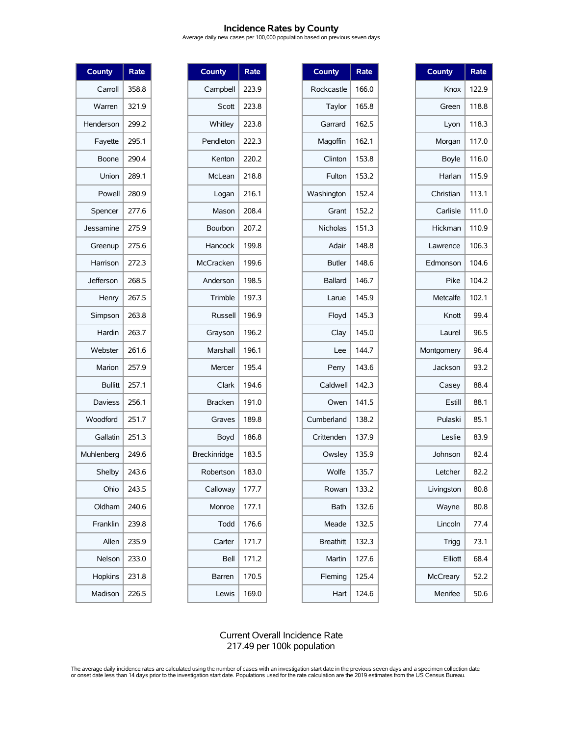# Incidence Rates by County

Average daily new cases per 100,000 population based on previous seven days

| County | Rate |
|---|---|
| Carroll | 358.8 |
| Warren | 321.9 |
| Henderson | 299.2 |
| Fayette | 295.1 |
| Boone | 290.4 |
| Union | 289.1 |
| Powell | 280.9 |
| Spencer | 277.6 |
| Jessamine | 275.9 |
| Greenup | 275.6 |
| Harrison | 272.3 |
| Jefferson | 268.5 |
| Henry | 267.5 |
| Simpson | 263.8 |
| Hardin | 263.7 |
| Webster | 261.6 |
| Marion | 257.9 |
| Bullitt | 257.1 |
| Daviess | 256.1 |
| Woodford | 251.7 |
| Gallatin | 251.3 |
| Muhlenberg | 249.6 |
| Shelby | 243.6 |
| Ohio | 243.5 |
| Oldham | 240.6 |
| Franklin | 239.8 |
| Allen | 235.9 |
| Nelson | 233.0 |
| Hopkins | 231.8 |
| Madison | 226.5 |

| County | Rate |
|---|---|
| Campbell | 223.9 |
| Scott | 223.8 |
| Whitley | 223.8 |
| Pendleton | 222.3 |
| Kenton | 220.2 |
| McLean | 218.8 |
| Logan | 216.1 |
| Mason | 208.4 |
| Bourbon | 207.2 |
| Hancock | 199.8 |
| McCracken | 199.6 |
| Anderson | 198.5 |
| Trimble | 197.3 |
| Russell | 196.9 |
| Grayson | 196.2 |
| Marshall | 196.1 |
| Mercer | 195.4 |
| Clark | 194.6 |
| Bracken | 191.0 |
| Graves | 189.8 |
| Boyd | 186.8 |
| Breckinridge | 183.5 |
| Robertson | 183.0 |
| Calloway | 177.7 |
| Monroe | 177.1 |
| Todd | 176.6 |
| Carter | 171.7 |
| Bell | 171.2 |
| Barren | 170.5 |
| Lewis | 169.0 |

| County | Rate |
|---|---|
| Rockcastle | 166.0 |
| Taylor | 165.8 |
| Garrard | 162.5 |
| Magoffin | 162.1 |
| Clinton | 153.8 |
| Fulton | 153.2 |
| Washington | 152.4 |
| Grant | 152.2 |
| Nicholas | 151.3 |
| Adair | 148.8 |
| Butler | 148.6 |
| Ballard | 146.7 |
| Larue | 145.9 |
| Floyd | 145.3 |
| Clay | 145.0 |
| Lee | 144.7 |
| Perry | 143.6 |
| Caldwell | 142.3 |
| Owen | 141.5 |
| Cumberland | 138.2 |
| Crittenden | 137.9 |
| Owsley | 135.9 |
| Wolfe | 135.7 |
| Rowan | 133.2 |
| Bath | 132.6 |
| Meade | 132.5 |
| Breathitt | 132.3 |
| Martin | 127.6 |
| Fleming | 125.4 |
| Hart | 124.6 |

| County | Rate |
|---|---|
| Knox | 122.9 |
| Green | 118.8 |
| Lyon | 118.3 |
| Morgan | 117.0 |
| Boyle | 116.0 |
| Harlan | 115.9 |
| Christian | 113.1 |
| Carlisle | 111.0 |
| Hickman | 110.9 |
| Lawrence | 106.3 |
| Edmonson | 104.6 |
| Pike | 104.2 |
| Metcalfe | 102.1 |
| Knott | 99.4 |
| Laurel | 96.5 |
| Montgomery | 96.4 |
| Jackson | 93.2 |
| Casey | 88.4 |
| Estill | 88.1 |
| Pulaski | 85.1 |
| Leslie | 83.9 |
| Johnson | 82.4 |
| Letcher | 82.2 |
| Livingston | 80.8 |
| Wayne | 80.8 |
| Lincoln | 77.4 |
| Trigg | 73.1 |
| Elliott | 68.4 |
| McCreary | 52.2 |
| Menifee | 50.6 |

Current Overall Incidence Rate
217.49 per 100k population

The average daily incidence rates are calculated using the number of cases with an investigation start date in the previous seven days and a specimen collection date or onset date less than 14 days prior to the investigation start date. Populations used for the rate calculation are the 2019 estimates from the US Census Bureau.